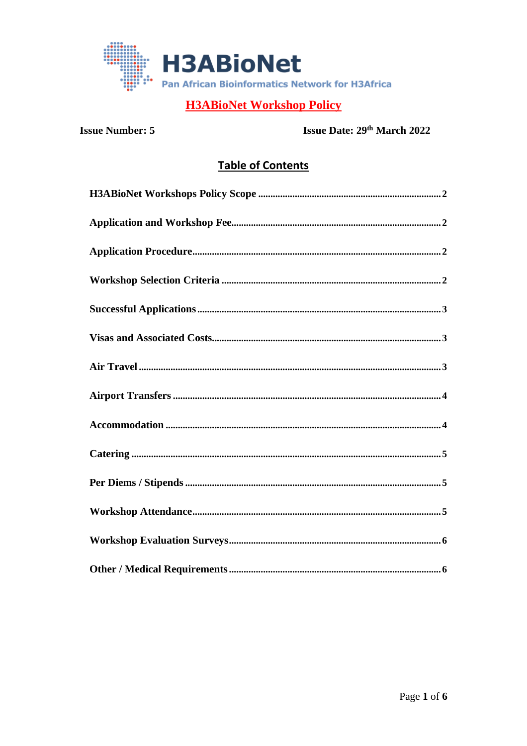H3ABioNet

Pan African Bioinformatics Network for H3Africa

# H3ABioNet Workshop Policy

**Issue Number: 5** **Issue Date: 29th March 2022**

## Table of Contents

**H3ABioNet Workshops Policy Scope** .......... 2

**Application and Workshop Fee** .......... 2

**Application Procedure** .......... 2

**Workshop Selection Criteria** .......... 2

**Successful Applications** .......... 3

**Visas and Associated Costs** .......... 3

**Air Travel** .......... 3

**Airport Transfers** .......... 4

**Accommodation** .......... 4

**Catering** .......... 5

**Per Diems / Stipends** .......... 5

**Workshop Attendance** .......... 5

**Workshop Evaluation Surveys** .......... 6

**Other / Medical Requirements** .......... 6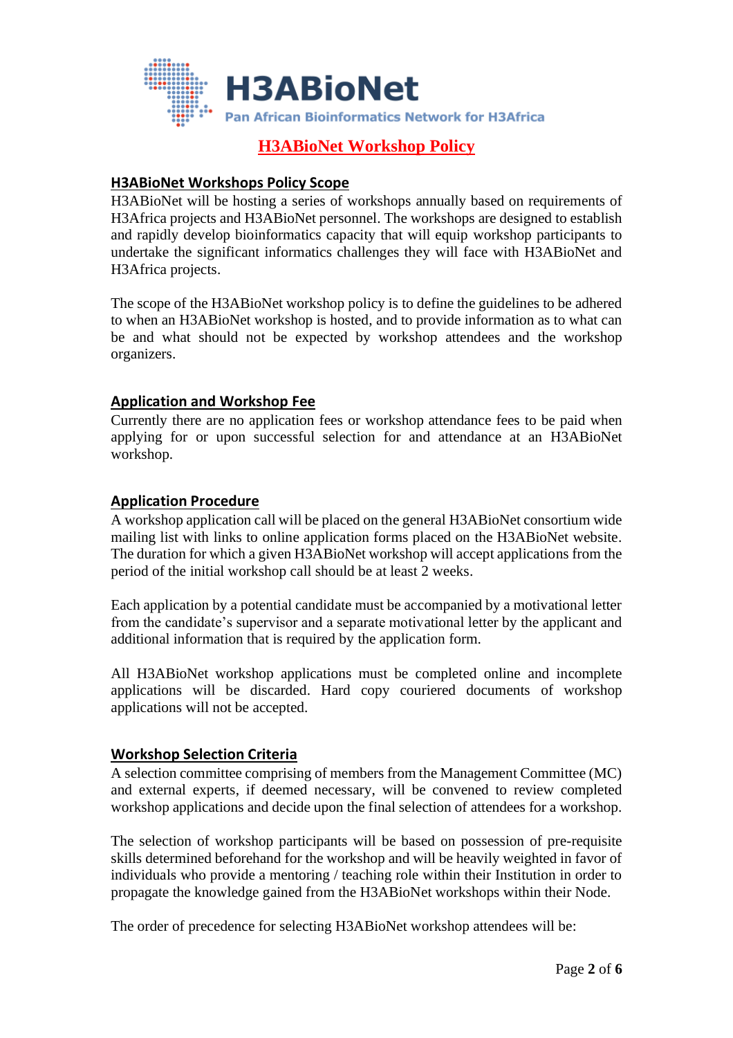# H3ABioNet Workshop Policy

## H3ABioNet Workshops Policy Scope

H3ABioNet will be hosting a series of workshops annually based on requirements of H3Africa projects and H3ABioNet personnel. The workshops are designed to establish and rapidly develop bioinformatics capacity that will equip workshop participants to undertake the significant informatics challenges they will face with H3ABioNet and H3Africa projects.

The scope of the H3ABioNet workshop policy is to define the guidelines to be adhered to when an H3ABioNet workshop is hosted, and to provide information as to what can be and what should not be expected by workshop attendees and the workshop organizers.

## Application and Workshop Fee

Currently there are no application fees or workshop attendance fees to be paid when applying for or upon successful selection for and attendance at an H3ABioNet workshop.

## Application Procedure

A workshop application call will be placed on the general H3ABioNet consortium wide mailing list with links to online application forms placed on the H3ABioNet website. The duration for which a given H3ABioNet workshop will accept applications from the period of the initial workshop call should be at least 2 weeks.

Each application by a potential candidate must be accompanied by a motivational letter from the candidate's supervisor and a separate motivational letter by the applicant and additional information that is required by the application form.

All H3ABioNet workshop applications must be completed online and incomplete applications will be discarded. Hard copy couriered documents of workshop applications will not be accepted.

## Workshop Selection Criteria

A selection committee comprising of members from the Management Committee (MC) and external experts, if deemed necessary, will be convened to review completed workshop applications and decide upon the final selection of attendees for a workshop.

The selection of workshop participants will be based on possession of pre-requisite skills determined beforehand for the workshop and will be heavily weighted in favor of individuals who provide a mentoring / teaching role within their Institution in order to propagate the knowledge gained from the H3ABioNet workshops within their Node.

The order of precedence for selecting H3ABioNet workshop attendees will be: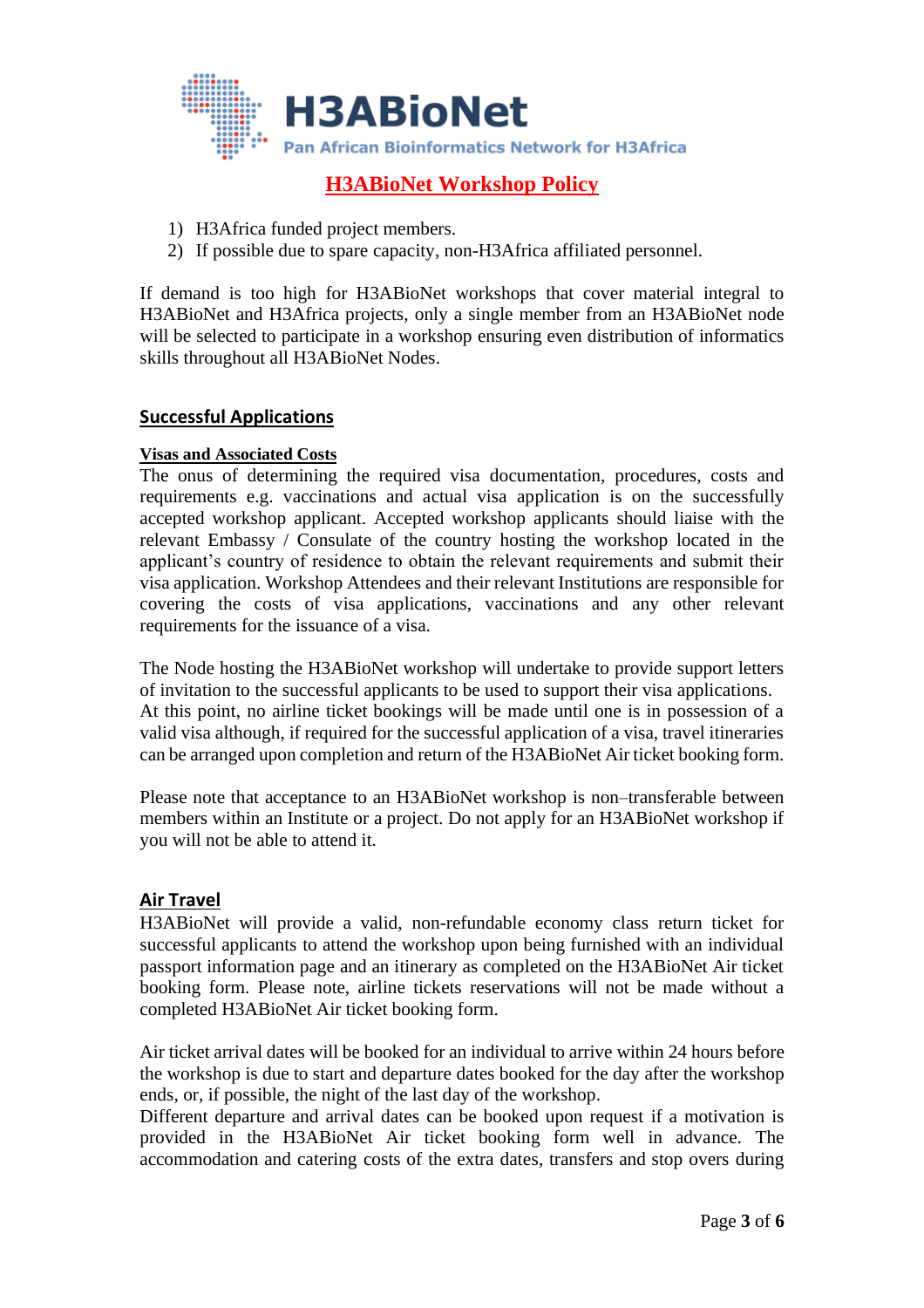1) H3Africa funded project members.
2) If possible due to spare capacity, non-H3Africa affiliated personnel.

If demand is too high for H3ABioNet workshops that cover material integral to H3ABioNet and H3Africa projects, only a single member from an H3ABioNet node will be selected to participate in a workshop ensuring even distribution of informatics skills throughout all H3ABioNet Nodes.

## Successful Applications

### Visas and Associated Costs

The onus of determining the required visa documentation, procedures, costs and requirements e.g. vaccinations and actual visa application is on the successfully accepted workshop applicant. Accepted workshop applicants should liaise with the relevant Embassy / Consulate of the country hosting the workshop located in the applicant's country of residence to obtain the relevant requirements and submit their visa application. Workshop Attendees and their relevant Institutions are responsible for covering the costs of visa applications, vaccinations and any other relevant requirements for the issuance of a visa.

The Node hosting the H3ABioNet workshop will undertake to provide support letters of invitation to the successful applicants to be used to support their visa applications. At this point, no airline ticket bookings will be made until one is in possession of a valid visa although, if required for the successful application of a visa, travel itineraries can be arranged upon completion and return of the H3ABioNet Air ticket booking form.

Please note that acceptance to an H3ABioNet workshop is non–transferable between members within an Institute or a project. Do not apply for an H3ABioNet workshop if you will not be able to attend it.

## Air Travel

H3ABioNet will provide a valid, non-refundable economy class return ticket for successful applicants to attend the workshop upon being furnished with an individual passport information page and an itinerary as completed on the H3ABioNet Air ticket booking form. Please note, airline tickets reservations will not be made without a completed H3ABioNet Air ticket booking form.

Air ticket arrival dates will be booked for an individual to arrive within 24 hours before the workshop is due to start and departure dates booked for the day after the workshop ends, or, if possible, the night of the last day of the workshop.
Different departure and arrival dates can be booked upon request if a motivation is provided in the H3ABioNet Air ticket booking form well in advance. The accommodation and catering costs of the extra dates, transfers and stop overs during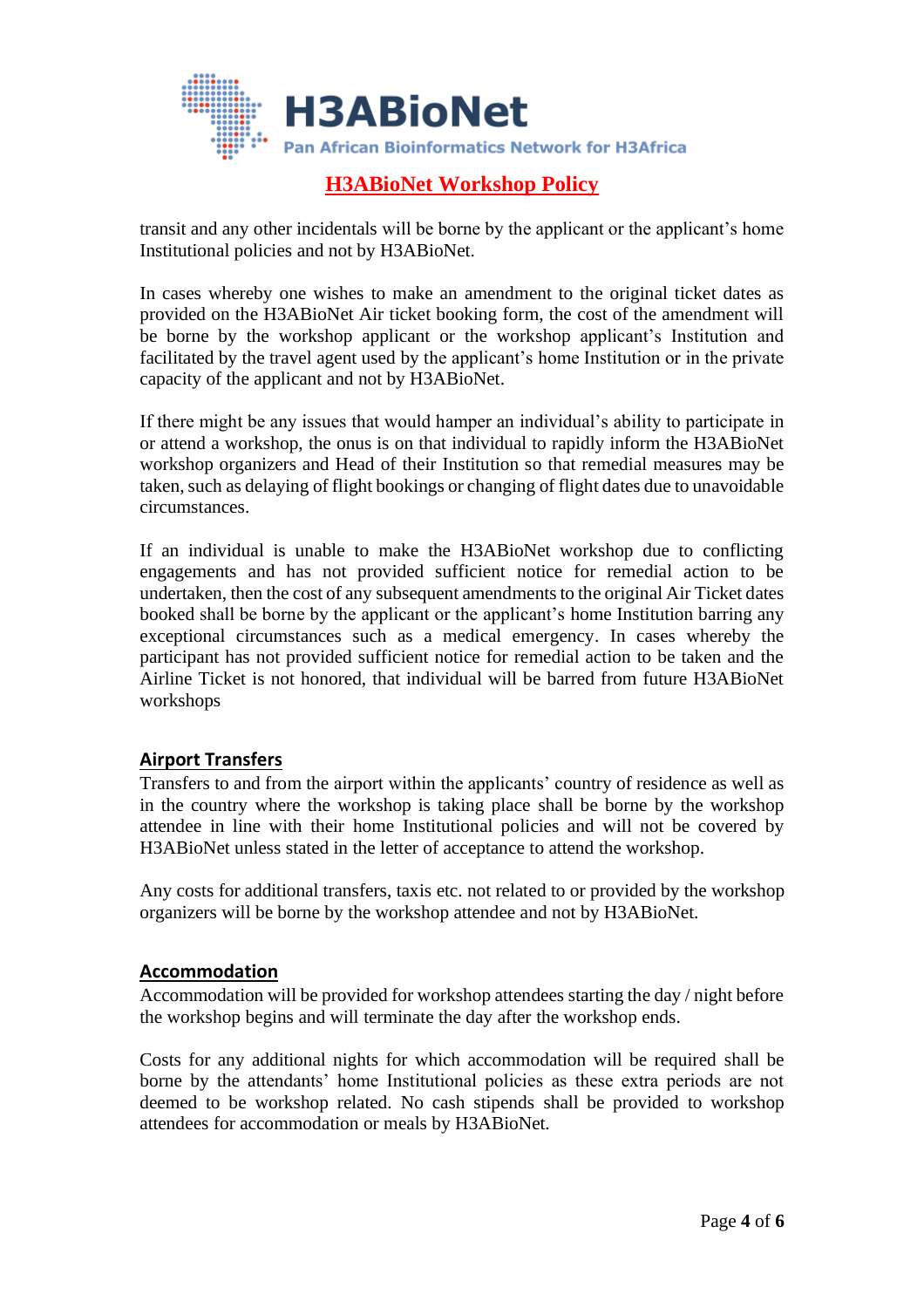transit and any other incidentals will be borne by the applicant or the applicant's home Institutional policies and not by H3ABioNet.

In cases whereby one wishes to make an amendment to the original ticket dates as provided on the H3ABioNet Air ticket booking form, the cost of the amendment will be borne by the workshop applicant or the workshop applicant's Institution and facilitated by the travel agent used by the applicant's home Institution or in the private capacity of the applicant and not by H3ABioNet.

If there might be any issues that would hamper an individual's ability to participate in or attend a workshop, the onus is on that individual to rapidly inform the H3ABioNet workshop organizers and Head of their Institution so that remedial measures may be taken, such as delaying of flight bookings or changing of flight dates due to unavoidable circumstances.

If an individual is unable to make the H3ABioNet workshop due to conflicting engagements and has not provided sufficient notice for remedial action to be undertaken, then the cost of any subsequent amendments to the original Air Ticket dates booked shall be borne by the applicant or the applicant's home Institution barring any exceptional circumstances such as a medical emergency. In cases whereby the participant has not provided sufficient notice for remedial action to be taken and the Airline Ticket is not honored, that individual will be barred from future H3ABioNet workshops

## Airport Transfers

Transfers to and from the airport within the applicants' country of residence as well as in the country where the workshop is taking place shall be borne by the workshop attendee in line with their home Institutional policies and will not be covered by H3ABioNet unless stated in the letter of acceptance to attend the workshop.

Any costs for additional transfers, taxis etc. not related to or provided by the workshop organizers will be borne by the workshop attendee and not by H3ABioNet.

## Accommodation

Accommodation will be provided for workshop attendees starting the day / night before the workshop begins and will terminate the day after the workshop ends.

Costs for any additional nights for which accommodation will be required shall be borne by the attendants' home Institutional policies as these extra periods are not deemed to be workshop related. No cash stipends shall be provided to workshop attendees for accommodation or meals by H3ABioNet.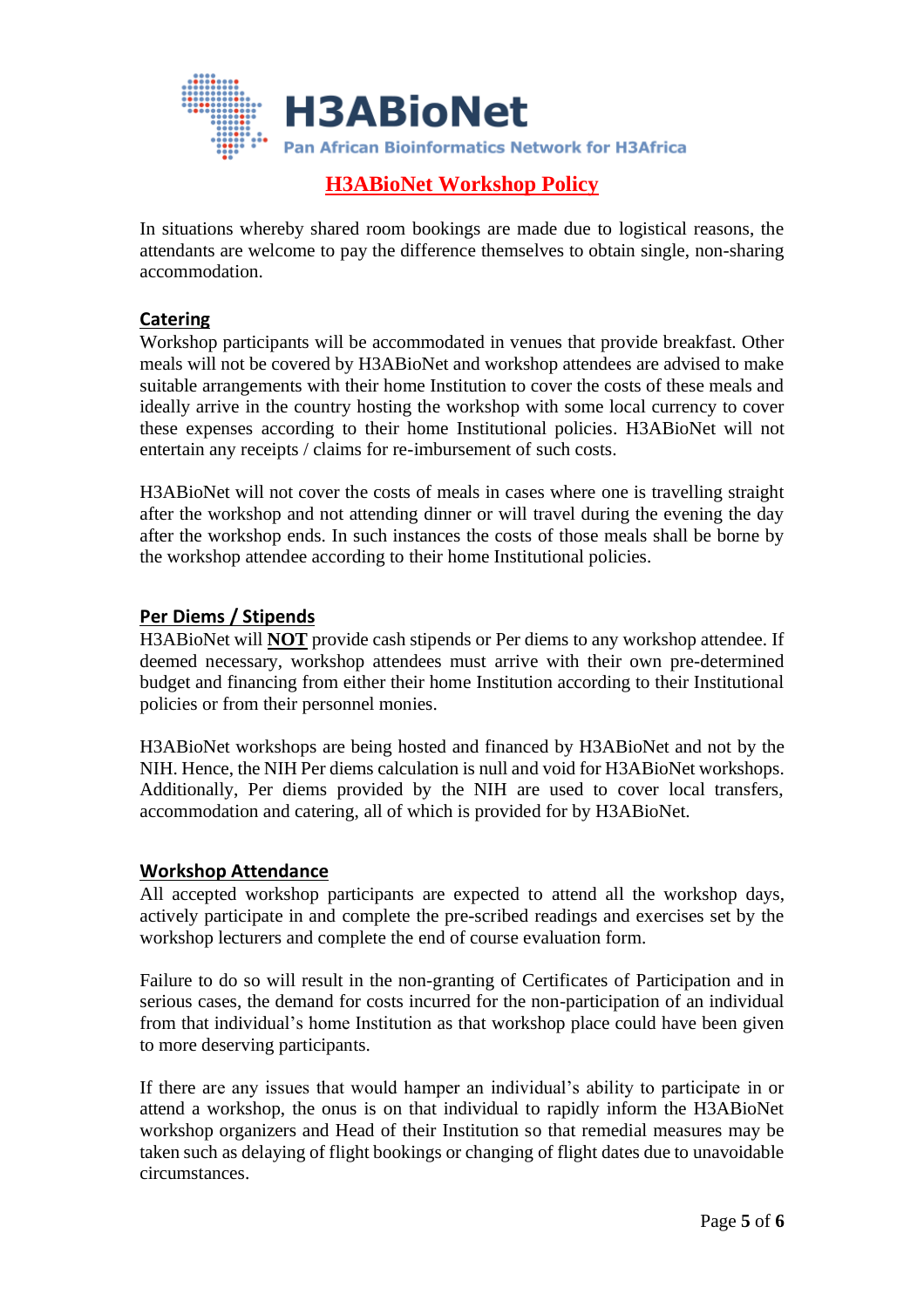# H3ABioNet Workshop Policy

In situations whereby shared room bookings are made due to logistical reasons, the attendants are welcome to pay the difference themselves to obtain single, non-sharing accommodation.

## Catering

Workshop participants will be accommodated in venues that provide breakfast. Other meals will not be covered by H3ABioNet and workshop attendees are advised to make suitable arrangements with their home Institution to cover the costs of these meals and ideally arrive in the country hosting the workshop with some local currency to cover these expenses according to their home Institutional policies. H3ABioNet will not entertain any receipts / claims for re-imbursement of such costs.

H3ABioNet will not cover the costs of meals in cases where one is travelling straight after the workshop and not attending dinner or will travel during the evening the day after the workshop ends. In such instances the costs of those meals shall be borne by the workshop attendee according to their home Institutional policies.

## Per Diems / Stipends

H3ABioNet will **NOT** provide cash stipends or Per diems to any workshop attendee. If deemed necessary, workshop attendees must arrive with their own pre-determined budget and financing from either their home Institution according to their Institutional policies or from their personnel monies.

H3ABioNet workshops are being hosted and financed by H3ABioNet and not by the NIH. Hence, the NIH Per diems calculation is null and void for H3ABioNet workshops. Additionally, Per diems provided by the NIH are used to cover local transfers, accommodation and catering, all of which is provided for by H3ABioNet.

## Workshop Attendance

All accepted workshop participants are expected to attend all the workshop days, actively participate in and complete the pre-scribed readings and exercises set by the workshop lecturers and complete the end of course evaluation form.

Failure to do so will result in the non-granting of Certificates of Participation and in serious cases, the demand for costs incurred for the non-participation of an individual from that individual's home Institution as that workshop place could have been given to more deserving participants.

If there are any issues that would hamper an individual's ability to participate in or attend a workshop, the onus is on that individual to rapidly inform the H3ABioNet workshop organizers and Head of their Institution so that remedial measures may be taken such as delaying of flight bookings or changing of flight dates due to unavoidable circumstances.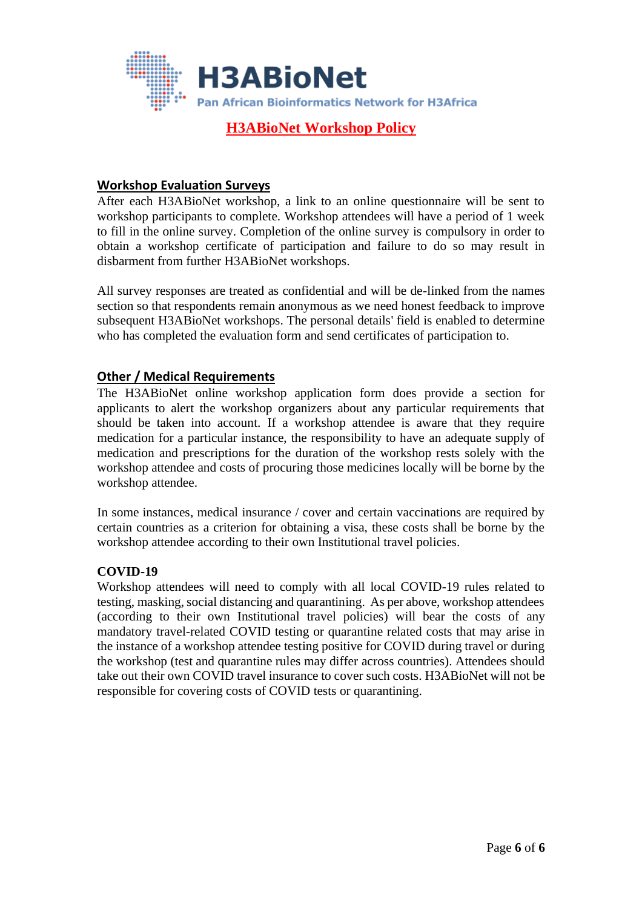# H3ABioNet Workshop Policy

## Workshop Evaluation Surveys

After each H3ABioNet workshop, a link to an online questionnaire will be sent to workshop participants to complete. Workshop attendees will have a period of 1 week to fill in the online survey. Completion of the online survey is compulsory in order to obtain a workshop certificate of participation and failure to do so may result in disbarment from further H3ABioNet workshops.

All survey responses are treated as confidential and will be de-linked from the names section so that respondents remain anonymous as we need honest feedback to improve subsequent H3ABioNet workshops. The personal details' field is enabled to determine who has completed the evaluation form and send certificates of participation to.

## Other / Medical Requirements

The H3ABioNet online workshop application form does provide a section for applicants to alert the workshop organizers about any particular requirements that should be taken into account. If a workshop attendee is aware that they require medication for a particular instance, the responsibility to have an adequate supply of medication and prescriptions for the duration of the workshop rests solely with the workshop attendee and costs of procuring those medicines locally will be borne by the workshop attendee.

In some instances, medical insurance / cover and certain vaccinations are required by certain countries as a criterion for obtaining a visa, these costs shall be borne by the workshop attendee according to their own Institutional travel policies.

### COVID-19

Workshop attendees will need to comply with all local COVID-19 rules related to testing, masking, social distancing and quarantining. As per above, workshop attendees (according to their own Institutional travel policies) will bear the costs of any mandatory travel-related COVID testing or quarantine related costs that may arise in the instance of a workshop attendee testing positive for COVID during travel or during the workshop (test and quarantine rules may differ across countries). Attendees should take out their own COVID travel insurance to cover such costs. H3ABioNet will not be responsible for covering costs of COVID tests or quarantining.